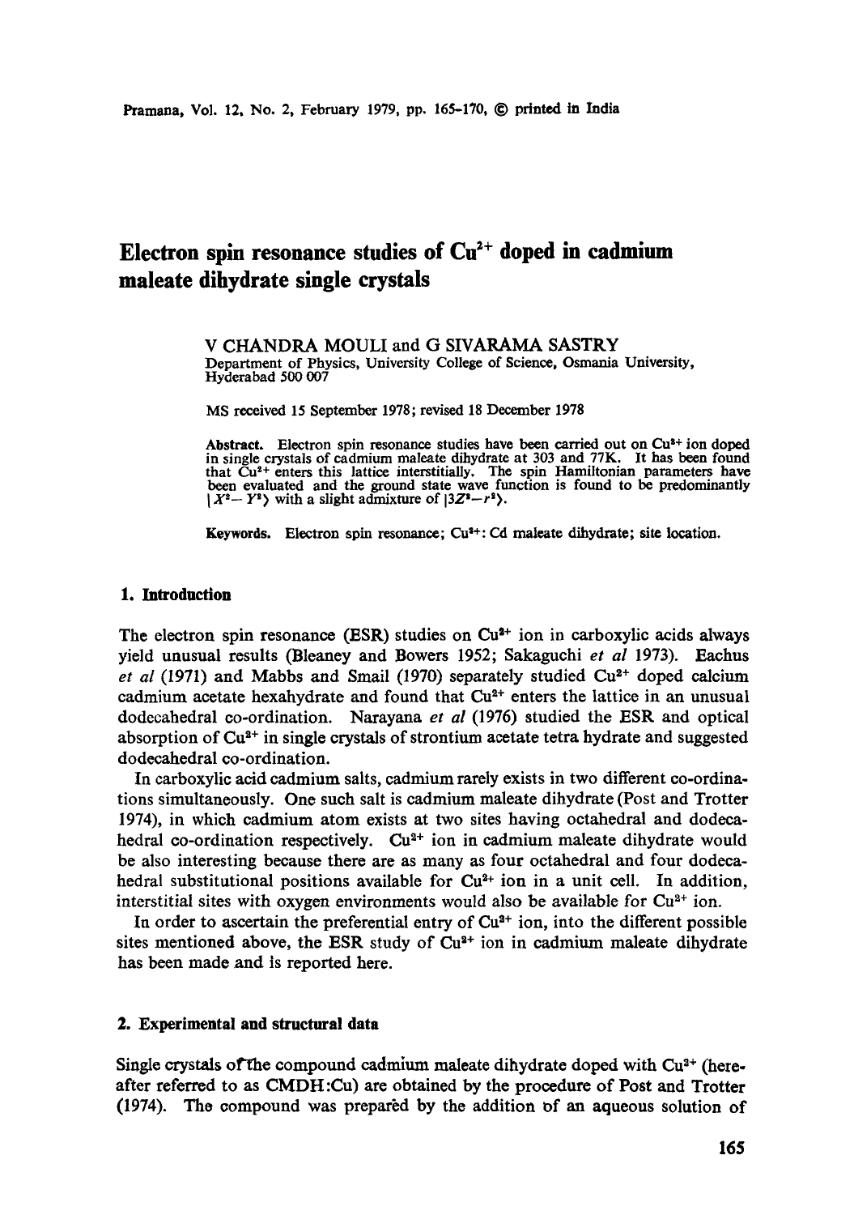# Electron spin resonance studies of $Cu^{2+}$ doped in cadmium maleate dihydrate single crystals

V CHANDRA MOULI and G SIVARAMA SASTRY
Department of Physics, University College of Science, Osmania University, Hyderabad 500 007

MS received 15 September 1978; revised 18 December 1978

**Abstract.** Electron spin resonance studies have been carried out on $Cu^{2+}$ ion doped in single crystals of cadmium maleate dihydrate at 303 and 77K. It has been found that $Cu^{2+}$ enters this lattice interstitially. The spin Hamiltonian parameters have been evaluated and the ground state wave function is found to be predominantly $|X^2-Y^2\rangle$ with a slight admixture of $|3Z^2-r^2\rangle$.

**Keywords.** Electron spin resonance; $Cu^{2+}$: Cd maleate dihydrate; site location.

## 1. Introduction

The electron spin resonance (ESR) studies on $Cu^{2+}$ ion in carboxylic acids always yield unusual results (Bleaney and Bowers 1952; Sakaguchi *et al* 1973). Eachus *et al* (1971) and Mabbs and Smail (1970) separately studied $Cu^{2+}$ doped calcium cadmium acetate hexahydrate and found that $Cu^{2+}$ enters the lattice in an unusual dodecahedral co-ordination. Narayana *et al* (1976) studied the ESR and optical absorption of $Cu^{2+}$ in single crystals of strontium acetate tetra hydrate and suggested dodecahedral co-ordination.

In carboxylic acid cadmium salts, cadmium rarely exists in two different co-ordinations simultaneously. One such salt is cadmium maleate dihydrate (Post and Trotter 1974), in which cadmium atom exists at two sites having octahedral and dodecahedral co-ordination respectively. $Cu^{2+}$ ion in cadmium maleate dihydrate would be also interesting because there are as many as four octahedral and four dodecahedral substitutional positions available for $Cu^{2+}$ ion in a unit cell. In addition, interstitial sites with oxygen environments would also be available for $Cu^{2+}$ ion.

In order to ascertain the preferential entry of $Cu^{2+}$ ion, into the different possible sites mentioned above, the ESR study of $Cu^{2+}$ ion in cadmium maleate dihydrate has been made and is reported here.

## 2. Experimental and structural data

Single crystals of the compound cadmium maleate dihydrate doped with $Cu^{2+}$ (hereafter referred to as CMDH:Cu) are obtained by the procedure of Post and Trotter (1974). The compound was prepared by the addition of an aqueous solution of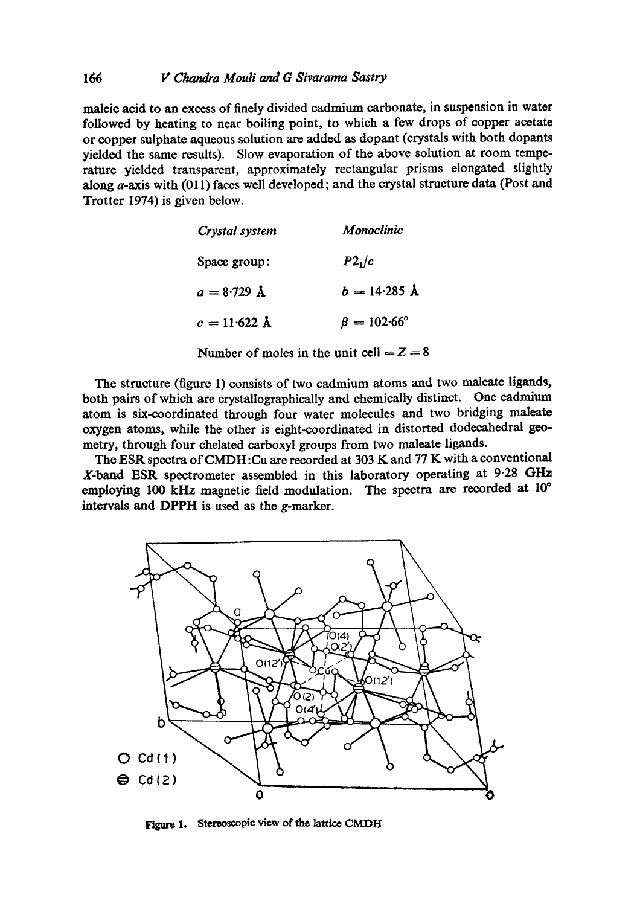maleic acid to an excess of finely divided cadmium carbonate, in suspension in water followed by heating to near boiling point, to which a few drops of copper acetate or copper sulphate aqueous solution are added as dopant (crystals with both dopants yielded the same results). Slow evaporation of the above solution at room temperature yielded transparent, approximately rectangular prisms elongated slightly along $a$-axis with (011) faces well developed; and the crystal structure data (Post and Trotter 1974) is given below.

| *Crystal system* | *Monoclinic* |
|---|---|
| Space group: | $P2_1/c$ |
| $a = 8{\cdot}729$ Å | $b = 14{\cdot}285$ Å |
| $c = 11{\cdot}622$ Å | $\beta = 102{\cdot}66°$ |

Number of moles in the unit cell $= Z = 8$

The structure (figure 1) consists of two cadmium atoms and two maleate ligands, both pairs of which are crystallographically and chemically distinct. One cadmium atom is six-coordinated through four water molecules and two bridging maleate oxygen atoms, while the other is eight-coordinated in distorted dodecahedral geometry, through four chelated carboxyl groups from two maleate ligands.

The ESR spectra of CMDH:Cu are recorded at 303 K and 77 K with a conventional $X$-band ESR spectrometer assembled in this laboratory operating at 9·28 GHz employing 100 kHz magnetic field modulation. The spectra are recorded at 10° intervals and DPPH is used as the $g$-marker.

**Figure 1.** Stereoscopic view of the lattice CMDH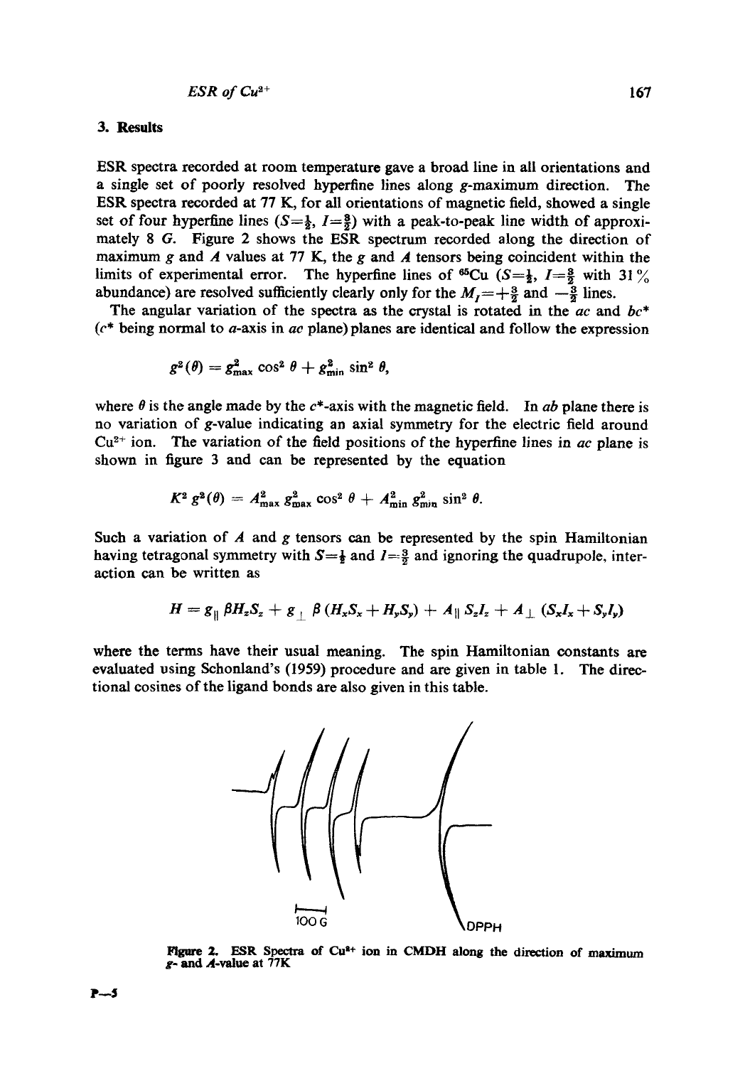## 3. Results

ESR spectra recorded at room temperature gave a broad line in all orientations and a single set of poorly resolved hyperfine lines along $g$-maximum direction. The ESR spectra recorded at 77 K, for all orientations of magnetic field, showed a single set of four hyperfine lines ($S=\frac{1}{2}$, $I=\frac{3}{2}$) with a peak-to-peak line width of approximately 8 $G$. Figure 2 shows the ESR spectrum recorded along the direction of maximum $g$ and $A$ values at 77 K, the $g$ and $A$ tensors being coincident within the limits of experimental error. The hyperfine lines of $^{65}Cu$ ($S=\frac{1}{2}$, $I=\frac{3}{2}$ with 31% abundance) are resolved sufficiently clearly only for the $M_I=+\frac{3}{2}$ and $-\frac{3}{2}$ lines.

The angular variation of the spectra as the crystal is rotated in the $ac$ and $bc^*$ ($c^*$ being normal to $a$-axis in $ac$ plane) planes are identical and follow the expression

$$g^2(\theta) = g_{max}^2 \cos^2 \theta + g_{min}^2 \sin^2 \theta,$$

where $\theta$ is the angle made by the $c^*$-axis with the magnetic field. In $ab$ plane there is no variation of $g$-value indicating an axial symmetry for the electric field around $Cu^{2+}$ ion. The variation of the field positions of the hyperfine lines in $ac$ plane is shown in figure 3 and can be represented by the equation

$$K^2 g^2(\theta) = A_{max}^2 g_{max}^2 \cos^2 \theta + A_{min}^2 g_{min}^2 \sin^2 \theta.$$

Such a variation of $A$ and $g$ tensors can be represented by the spin Hamiltonian having tetragonal symmetry with $S=\frac{1}{2}$ and $I=\frac{3}{2}$ and ignoring the quadrupole, interaction can be written as

$$H = g_{\parallel} \beta H_z S_z + g_{\perp} \beta (H_x S_x + H_y S_y) + A_{\parallel} S_z I_z + A_{\perp} (S_x I_x + S_y I_y)$$

where the terms have their usual meaning. The spin Hamiltonian constants are evaluated using Schonland's (1959) procedure and are given in table 1. The directional cosines of the ligand bonds are also given in this table.

100 G

DPPH

**Figure 2.** ESR Spectra of $Cu^{2+}$ ion in CMDH along the direction of maximum $g$- and $A$-value at 77K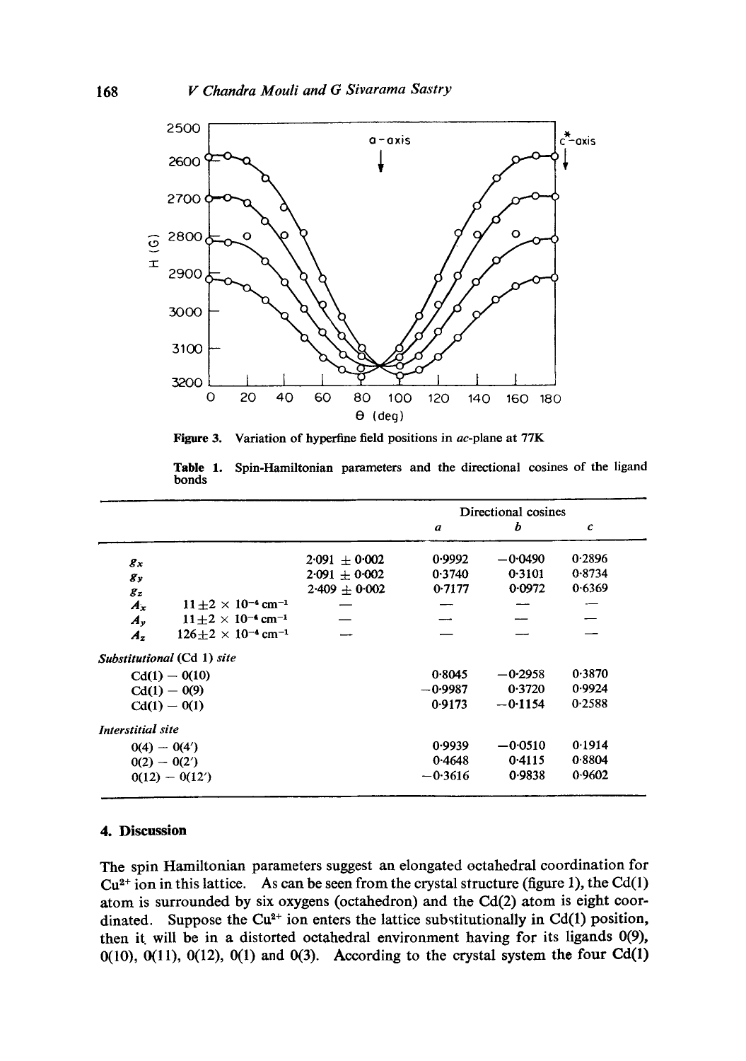**Figure 3.** Variation of hyperfine field positions in *ac*-plane at 77K

**Table 1.** Spin-Hamiltonian parameters and the directional cosines of the ligand bonds

| | | | Directional cosines | | |
|---|---|---|---|---|---|
| | | | $a$ | $b$ | $c$ |
| $g_x$ | | $2.091 \pm 0.002$ | 0.9992 | −0.0490 | 0.2896 |
| $g_y$ | | $2.091 \pm 0.002$ | 0.3740 | 0.3101 | 0.8734 |
| $g_z$ | | $2.409 \pm 0.002$ | 0.7177 | 0.0972 | 0.6369 |
| $A_x$ | $11 \pm 2 \times 10^{-4}\ \mathrm{cm^{-1}}$ | — | — | — | — |
| $A_y$ | $11 \pm 2 \times 10^{-4}\ \mathrm{cm^{-1}}$ | — | — | — | — |
| $A_z$ | $126 \pm 2 \times 10^{-4}\ \mathrm{cm^{-1}}$ | — | — | — | — |
| *Substitutional* (Cd 1) *site* | | | | | |
| Cd(1) − O(10) | | | 0.8045 | −0.2958 | 0.3870 |
| Cd(1) − O(9) | | | −0.9987 | 0.3720 | 0.9924 |
| Cd(1) − O(1) | | | 0.9173 | −0.1154 | 0.2588 |
| *Interstitial site* | | | | | |
| O(4) − O(4′) | | | 0.9939 | −0.0510 | 0.1914 |
| O(2) − O(2′) | | | 0.4648 | 0.4115 | 0.8804 |
| O(12) − O(12′) | | | −0.3616 | 0.9838 | 0.9602 |

## 4. Discussion

The spin Hamiltonian parameters suggest an elongated octahedral coordination for $Cu^{2+}$ ion in this lattice. As can be seen from the crystal structure (figure 1), the Cd(1) atom is surrounded by six oxygens (octahedron) and the Cd(2) atom is eight coordinated. Suppose the $Cu^{2+}$ ion enters the lattice substitutionally in Cd(1) position, then it will be in a distorted octahedral environment having for its ligands O(9), O(10), O(11), O(12), O(1) and O(3). According to the crystal system the four Cd(1)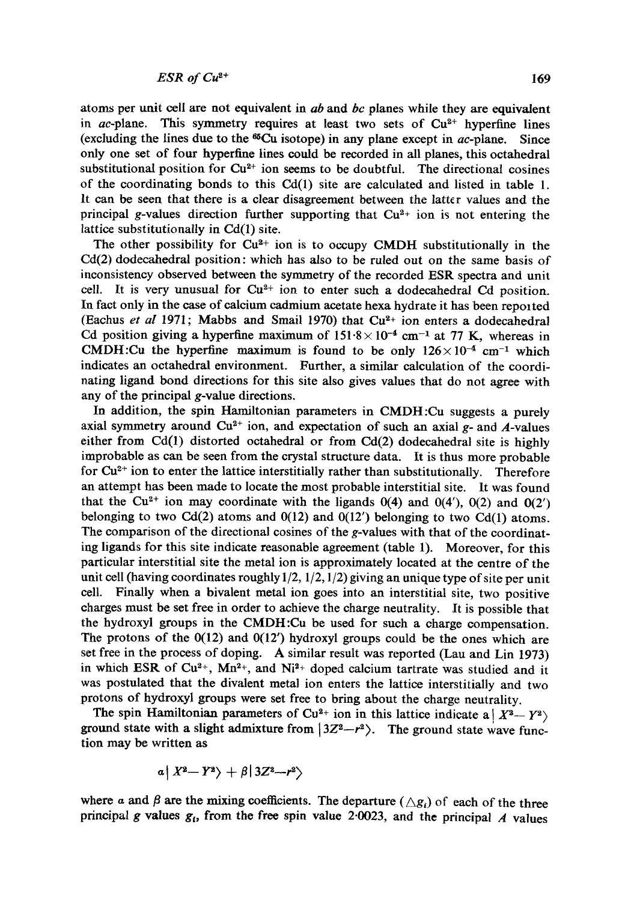atoms per unit cell are not equivalent in *ab* and *bc* planes while they are equivalent in *ac*-plane. This symmetry requires at least two sets of $Cu^{2+}$ hyperfine lines (excluding the lines due to the $^{65}Cu$ isotope) in any plane except in *ac*-plane. Since only one set of four hyperfine lines could be recorded in all planes, this octahedral substitutional position for $Cu^{2+}$ ion seems to be doubtful. The directional cosines of the coordinating bonds to this Cd(1) site are calculated and listed in table 1. It can be seen that there is a clear disagreement between the latter values and the principal *g*-values direction further supporting that $Cu^{2+}$ ion is not entering the lattice substitutionally in Cd(1) site.

The other possibility for $Cu^{2+}$ ion is to occupy CMDH substitutionally in the Cd(2) dodecahedral position: which has also to be ruled out on the same basis of inconsistency observed between the symmetry of the recorded ESR spectra and unit cell. It is very unusual for $Cu^{2+}$ ion to enter such a dodecahedral Cd position. In fact only in the case of calcium cadmium acetate hexa hydrate it has been reported (Eachus *et al* 1971; Mabbs and Smail 1970) that $Cu^{2+}$ ion enters a dodecahedral Cd position giving a hyperfine maximum of $151{\cdot}8\times10^{-4}$ cm$^{-1}$ at 77 K, whereas in CMDH:Cu the hyperfine maximum is found to be only $126\times10^{-4}$ cm$^{-1}$ which indicates an octahedral environment. Further, a similar calculation of the coordinating ligand bond directions for this site also gives values that do not agree with any of the principal *g*-value directions.

In addition, the spin Hamiltonian parameters in CMDH:Cu suggests a purely axial symmetry around $Cu^{2+}$ ion, and expectation of such an axial *g*- and *A*-values either from Cd(1) distorted octahedral or from Cd(2) dodecahedral site is highly improbable as can be seen from the crystal structure data. It is thus more probable for $Cu^{2+}$ ion to enter the lattice interstitially rather than substitutionally. Therefore an attempt has been made to locate the most probable interstitial site. It was found that the $Cu^{2+}$ ion may coordinate with the ligands 0(4) and 0(4′), 0(2) and 0(2′) belonging to two Cd(2) atoms and 0(12) and 0(12′) belonging to two Cd(1) atoms. The comparison of the directional cosines of the *g*-values with that of the coordinating ligands for this site indicate reasonable agreement (table 1). Moreover, for this particular interstitial site the metal ion is approximately located at the centre of the unit cell (having coordinates roughly 1/2, 1/2, 1/2) giving an unique type of site per unit cell. Finally when a bivalent metal ion goes into an interstitial site, two positive charges must be set free in order to achieve the charge neutrality. It is possible that the hydroxyl groups in the CMDH:Cu be used for such a charge compensation. The protons of the 0(12) and 0(12′) hydroxyl groups could be the ones which are set free in the process of doping. A similar result was reported (Lau and Lin 1973) in which ESR of $Cu^{2+}$, $Mn^{2+}$, and $Ni^{2+}$ doped calcium tartrate was studied and it was postulated that the divalent metal ion enters the lattice interstitially and two protons of hydroxyl groups were set free to bring about the charge neutrality.

The spin Hamiltonian parameters of $Cu^{2+}$ ion in this lattice indicate a $|X^2-Y^2\rangle$ ground state with a slight admixture from $|3Z^2-r^2\rangle$. The ground state wave function may be written as

$$\alpha|X^2-Y^2\rangle + \beta|3Z^2-r^2\rangle$$

where $\alpha$ and $\beta$ are the mixing coefficients. The departure ($\triangle g_i$) of each of the three principal $g$ values $g_i$, from the free spin value 2·0023, and the principal $A$ values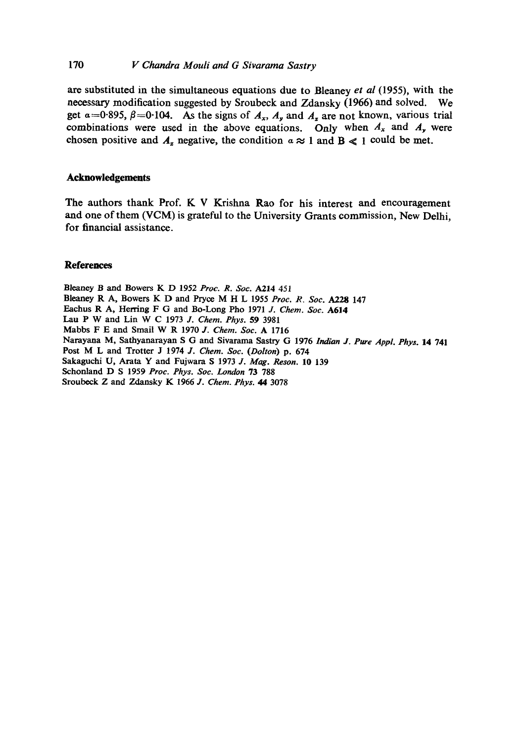are substituted in the simultaneous equations due to Bleaney *et al* (1955), with the necessary modification suggested by Sroubeck and Zdansky (1966) and solved. We get $\alpha=0{\cdot}895$, $\beta=0{\cdot}104$. As the signs of $A_x$, $A_y$ and $A_z$ are not known, various trial combinations were used in the above equations. Only when $A_x$ and $A_y$ were chosen positive and $A_z$ negative, the condition $\alpha \approx 1$ and $B \ll 1$ could be met.

## Acknowledgements

The authors thank Prof. K V Krishna Rao for his interest and encouragement and one of them (VCM) is grateful to the University Grants commission, New Delhi, for financial assistance.

## References

Bleaney B and Bowers K D 1952 *Proc. R. Soc.* **A214** 451

Bleaney R A, Bowers K D and Pryce M H L 1955 *Proc. R. Soc.* **A228** 147

Eachus R A, Herring F G and Bo-Long Pho 1971 *J. Chem. Soc.* **A614**

Lau P W and Lin W C 1973 *J. Chem. Phys.* **59** 3981

Mabbs F E and Smail W R 1970 *J. Chem. Soc.* A 1716

Narayana M, Sathyanarayan S G and Sivarama Sastry G 1976 *Indian J. Pure Appl. Phys.* **14** 741

Post M L and Trotter J 1974 *J. Chem. Soc. (Dolton)* p. 674

Sakaguchi U, Arata Y and Fujwara S 1973 *J. Mag. Reson.* **10** 139

Schonland D S 1959 *Proc. Phys. Soc. London* **73** 788

Sroubeck Z and Zdansky K 1966 *J. Chem. Phys.* **44** 3078